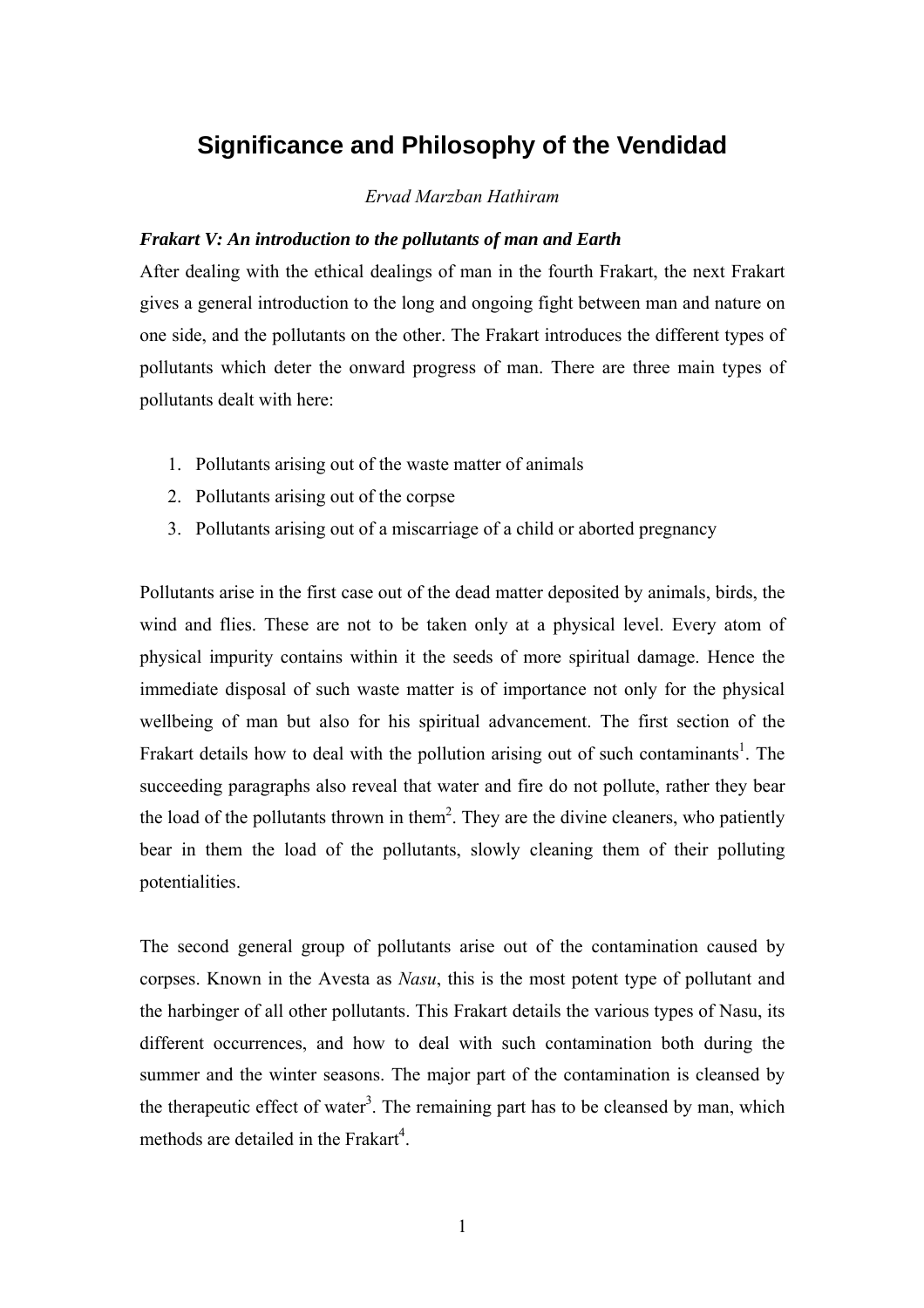# Significance and Philosophy of the Vendidad

*Ervad Marzban Hathiram*

***Frakart V: An introduction to the pollutants of man and Earth***

After dealing with the ethical dealings of man in the fourth Frakart, the next Frakart gives a general introduction to the long and ongoing fight between man and nature on one side, and the pollutants on the other. The Frakart introduces the different types of pollutants which deter the onward progress of man. There are three main types of pollutants dealt with here:

1. Pollutants arising out of the waste matter of animals
2. Pollutants arising out of the corpse
3. Pollutants arising out of a miscarriage of a child or aborted pregnancy

Pollutants arise in the first case out of the dead matter deposited by animals, birds, the wind and flies. These are not to be taken only at a physical level. Every atom of physical impurity contains within it the seeds of more spiritual damage. Hence the immediate disposal of such waste matter is of importance not only for the physical wellbeing of man but also for his spiritual advancement. The first section of the Frakart details how to deal with the pollution arising out of such contaminants[1]. The succeeding paragraphs also reveal that water and fire do not pollute, rather they bear the load of the pollutants thrown in them[2]. They are the divine cleaners, who patiently bear in them the load of the pollutants, slowly cleaning them of their polluting potentialities.

The second general group of pollutants arise out of the contamination caused by corpses. Known in the Avesta as *Nasu*, this is the most potent type of pollutant and the harbinger of all other pollutants. This Frakart details the various types of Nasu, its different occurrences, and how to deal with such contamination both during the summer and the winter seasons. The major part of the contamination is cleansed by the therapeutic effect of water[3]. The remaining part has to be cleansed by man, which methods are detailed in the Frakart[4].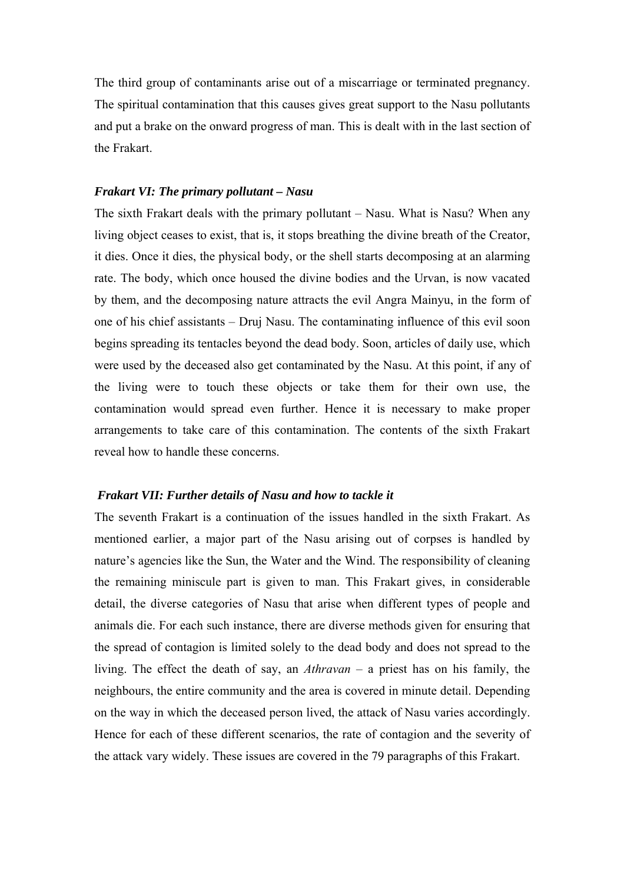The third group of contaminants arise out of a miscarriage or terminated pregnancy. The spiritual contamination that this causes gives great support to the Nasu pollutants and put a brake on the onward progress of man. This is dealt with in the last section of the Frakart.

### *Frakart VI: The primary pollutant – Nasu*

The sixth Frakart deals with the primary pollutant – Nasu. What is Nasu? When any living object ceases to exist, that is, it stops breathing the divine breath of the Creator, it dies. Once it dies, the physical body, or the shell starts decomposing at an alarming rate. The body, which once housed the divine bodies and the Urvan, is now vacated by them, and the decomposing nature attracts the evil Angra Mainyu, in the form of one of his chief assistants – Druj Nasu. The contaminating influence of this evil soon begins spreading its tentacles beyond the dead body. Soon, articles of daily use, which were used by the deceased also get contaminated by the Nasu. At this point, if any of the living were to touch these objects or take them for their own use, the contamination would spread even further. Hence it is necessary to make proper arrangements to take care of this contamination. The contents of the sixth Frakart reveal how to handle these concerns.

### *Frakart VII: Further details of Nasu and how to tackle it*

The seventh Frakart is a continuation of the issues handled in the sixth Frakart. As mentioned earlier, a major part of the Nasu arising out of corpses is handled by nature's agencies like the Sun, the Water and the Wind. The responsibility of cleaning the remaining miniscule part is given to man. This Frakart gives, in considerable detail, the diverse categories of Nasu that arise when different types of people and animals die. For each such instance, there are diverse methods given for ensuring that the spread of contagion is limited solely to the dead body and does not spread to the living. The effect the death of say, an *Athravan* – a priest has on his family, the neighbours, the entire community and the area is covered in minute detail. Depending on the way in which the deceased person lived, the attack of Nasu varies accordingly. Hence for each of these different scenarios, the rate of contagion and the severity of the attack vary widely. These issues are covered in the 79 paragraphs of this Frakart.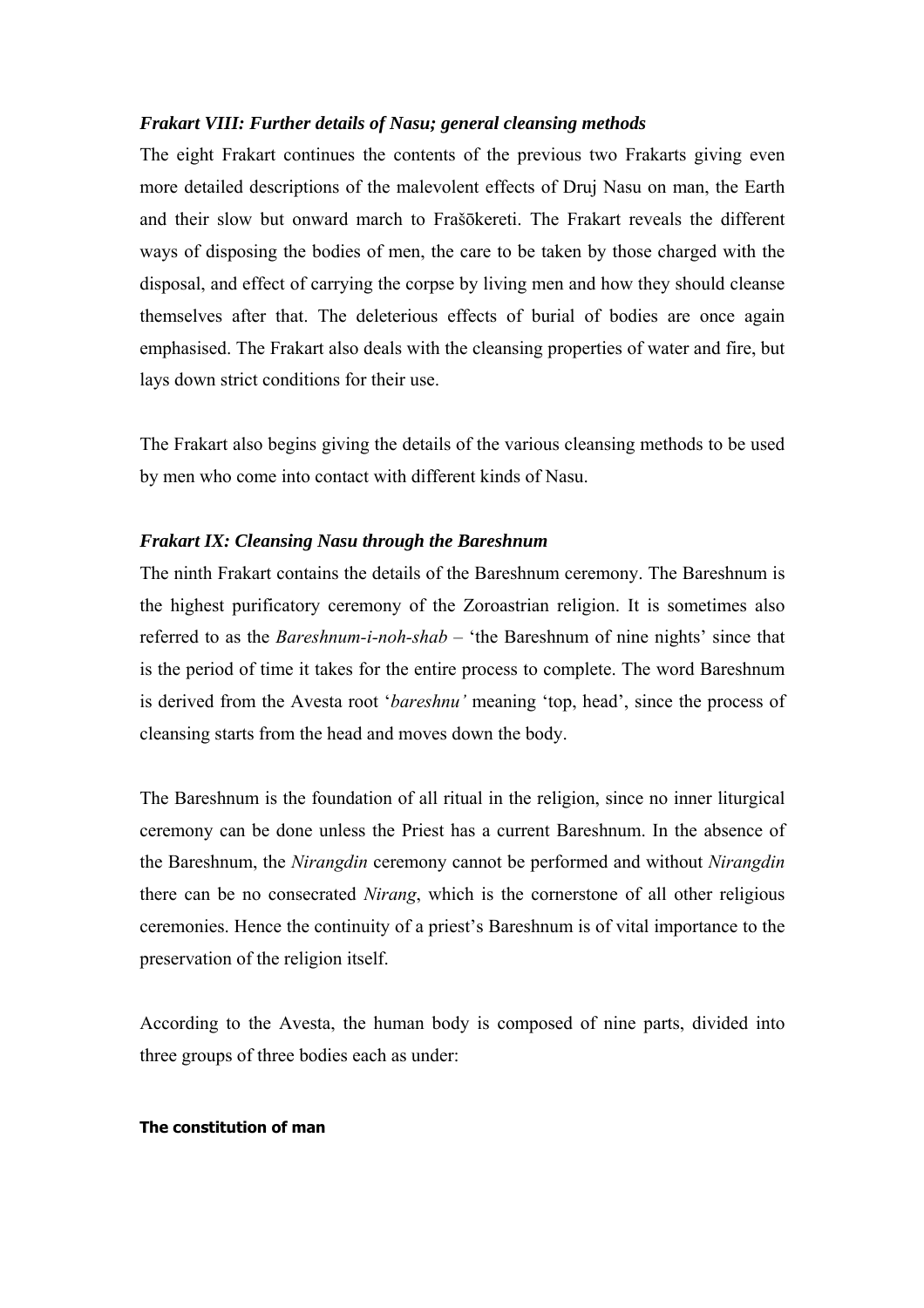### *Frakart VIII: Further details of Nasu; general cleansing methods*

The eight Frakart continues the contents of the previous two Frakarts giving even more detailed descriptions of the malevolent effects of Druj Nasu on man, the Earth and their slow but onward march to Frašōkereti. The Frakart reveals the different ways of disposing the bodies of men, the care to be taken by those charged with the disposal, and effect of carrying the corpse by living men and how they should cleanse themselves after that. The deleterious effects of burial of bodies are once again emphasised. The Frakart also deals with the cleansing properties of water and fire, but lays down strict conditions for their use.

The Frakart also begins giving the details of the various cleansing methods to be used by men who come into contact with different kinds of Nasu.

### *Frakart IX: Cleansing Nasu through the Bareshnum*

The ninth Frakart contains the details of the Bareshnum ceremony. The Bareshnum is the highest purificatory ceremony of the Zoroastrian religion. It is sometimes also referred to as the *Bareshnum-i-noh-shab* – 'the Bareshnum of nine nights' since that is the period of time it takes for the entire process to complete. The word Bareshnum is derived from the Avesta root '*bareshnu'* meaning 'top, head', since the process of cleansing starts from the head and moves down the body.

The Bareshnum is the foundation of all ritual in the religion, since no inner liturgical ceremony can be done unless the Priest has a current Bareshnum. In the absence of the Bareshnum, the *Nirangdin* ceremony cannot be performed and without *Nirangdin* there can be no consecrated *Nirang*, which is the cornerstone of all other religious ceremonies. Hence the continuity of a priest's Bareshnum is of vital importance to the preservation of the religion itself.

According to the Avesta, the human body is composed of nine parts, divided into three groups of three bodies each as under:

**The constitution of man**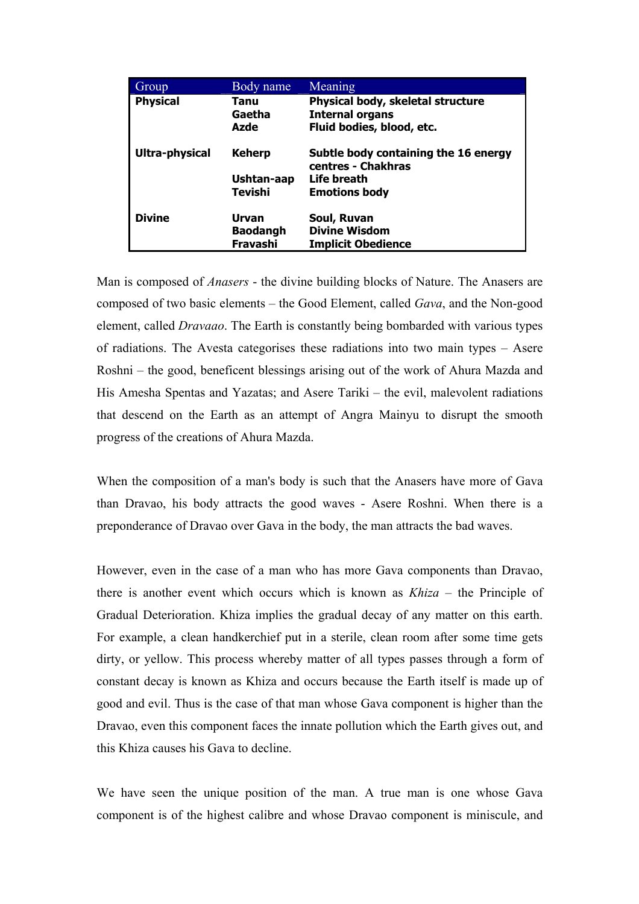| Group | Body name | Meaning |
|---|---|---|
| **Physical** | **Tanu** | **Physical body, skeletal structure** |
| | **Gaetha** | **Internal organs** |
| | **Azde** | **Fluid bodies, blood, etc.** |
| **Ultra-physical** | **Keherp** | **Subtle body containing the 16 energy centres - Chakhras** |
| | **Ushtan-aap** | **Life breath** |
| | **Tevishi** | **Emotions body** |
| **Divine** | **Urvan** | **Soul, Ruvan** |
| | **Baodangh** | **Divine Wisdom** |
| | **Fravashi** | **Implicit Obedience** |

Man is composed of *Anasers* - the divine building blocks of Nature. The Anasers are composed of two basic elements – the Good Element, called *Gava*, and the Non-good element, called *Dravaao*. The Earth is constantly being bombarded with various types of radiations. The Avesta categorises these radiations into two main types – Asere Roshni – the good, beneficent blessings arising out of the work of Ahura Mazda and His Amesha Spentas and Yazatas; and Asere Tariki – the evil, malevolent radiations that descend on the Earth as an attempt of Angra Mainyu to disrupt the smooth progress of the creations of Ahura Mazda.

When the composition of a man's body is such that the Anasers have more of Gava than Dravao, his body attracts the good waves - Asere Roshni. When there is a preponderance of Dravao over Gava in the body, the man attracts the bad waves.

However, even in the case of a man who has more Gava components than Dravao, there is another event which occurs which is known as *Khiza* – the Principle of Gradual Deterioration. Khiza implies the gradual decay of any matter on this earth. For example, a clean handkerchief put in a sterile, clean room after some time gets dirty, or yellow. This process whereby matter of all types passes through a form of constant decay is known as Khiza and occurs because the Earth itself is made up of good and evil. Thus is the case of that man whose Gava component is higher than the Dravao, even this component faces the innate pollution which the Earth gives out, and this Khiza causes his Gava to decline.

We have seen the unique position of the man. A true man is one whose Gava component is of the highest calibre and whose Dravao component is miniscule, and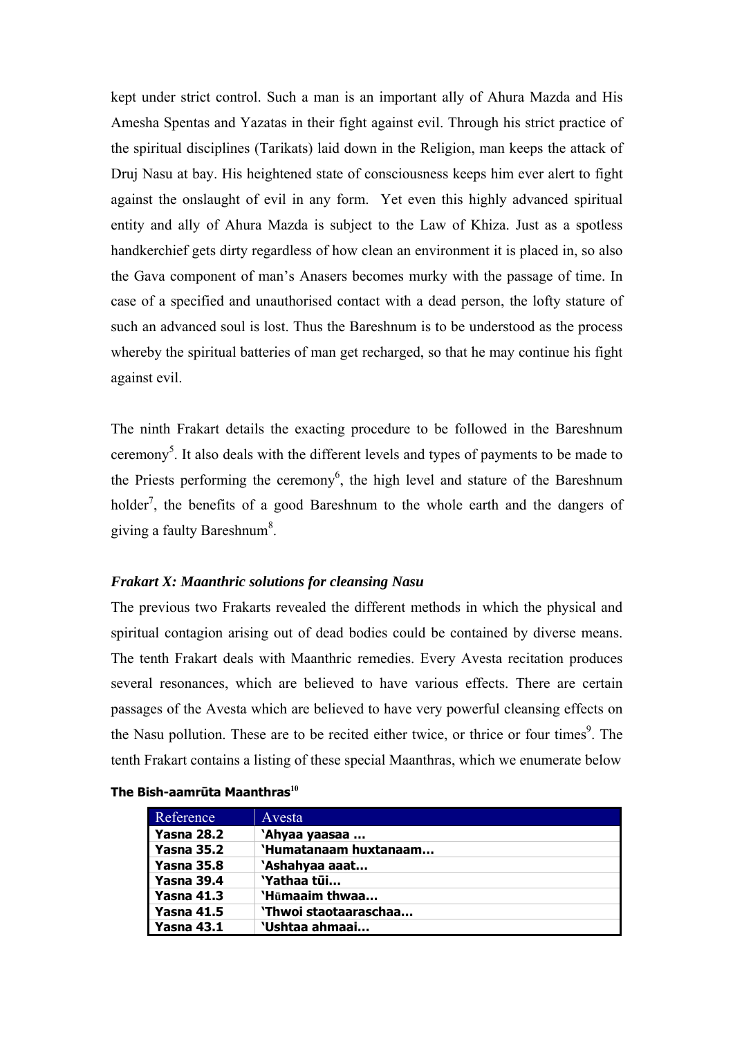kept under strict control. Such a man is an important ally of Ahura Mazda and His Amesha Spentas and Yazatas in their fight against evil. Through his strict practice of the spiritual disciplines (Tarikats) laid down in the Religion, man keeps the attack of Druj Nasu at bay. His heightened state of consciousness keeps him ever alert to fight against the onslaught of evil in any form. Yet even this highly advanced spiritual entity and ally of Ahura Mazda is subject to the Law of Khiza. Just as a spotless handkerchief gets dirty regardless of how clean an environment it is placed in, so also the Gava component of man's Anasers becomes murky with the passage of time. In case of a specified and unauthorised contact with a dead person, the lofty stature of such an advanced soul is lost. Thus the Bareshnum is to be understood as the process whereby the spiritual batteries of man get recharged, so that he may continue his fight against evil.

The ninth Frakart details the exacting procedure to be followed in the Bareshnum ceremony[5]. It also deals with the different levels and types of payments to be made to the Priests performing the ceremony[6], the high level and stature of the Bareshnum holder[7], the benefits of a good Bareshnum to the whole earth and the dangers of giving a faulty Bareshnum[8].

### *Frakart X: Maanthric solutions for cleansing Nasu*

The previous two Frakarts revealed the different methods in which the physical and spiritual contagion arising out of dead bodies could be contained by diverse means. The tenth Frakart deals with Maanthric remedies. Every Avesta recitation produces several resonances, which are believed to have various effects. There are certain passages of the Avesta which are believed to have very powerful cleansing effects on the Nasu pollution. These are to be recited either twice, or thrice or four times[9]. The tenth Frakart contains a listing of these special Maanthras, which we enumerate below

**The Bish-aamrūta Maanthras[10]**

| Reference | Avesta |
|---|---|
| **Yasna 28.2** | **'Ahyaa yaasaa ...** |
| **Yasna 35.2** | **'Humatanaam huxtanaam...** |
| **Yasna 35.8** | **'Ashahyaa aaat...** |
| **Yasna 39.4** | **'Yathaa tūi...** |
| **Yasna 41.3** | **'Hūmaaim thwaa...** |
| **Yasna 41.5** | **'Thwoi staotaaraschaa...** |
| **Yasna 43.1** | **'Ushtaa ahmaai...** |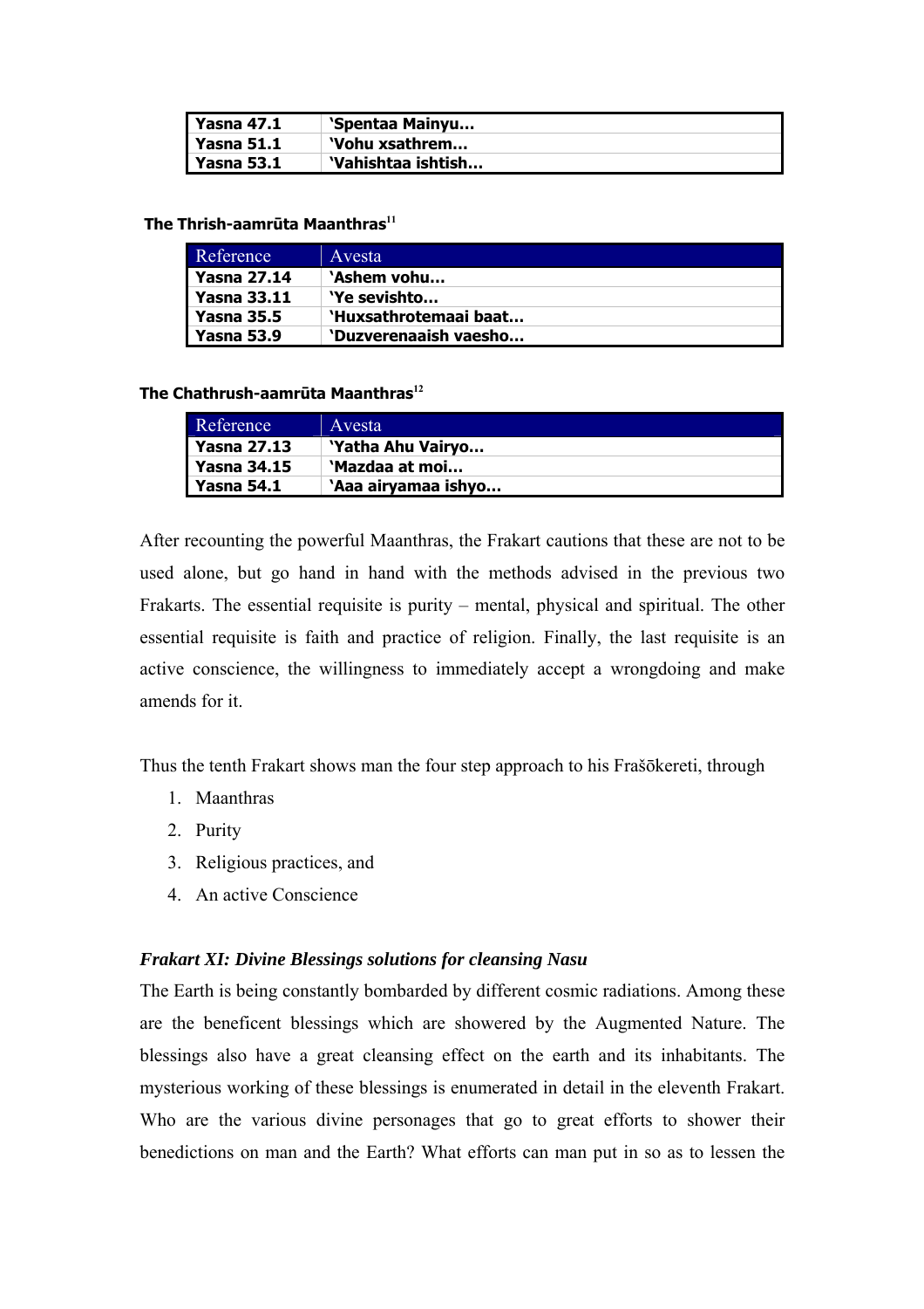| Yasna 47.1 | 'Spentaa Mainyu… |
|---|---|
| Yasna 51.1 | 'Vohu xsathrem… |
| Yasna 53.1 | 'Vahishtaa ishtish… |

**The Thrish-aamrūta Maanthras**[11]

| Reference | Avesta |
|---|---|
| **Yasna 27.14** | **'Ashem vohu…** |
| **Yasna 33.11** | **'Ye sevishto…** |
| **Yasna 35.5** | **'Huxsathrotemaai baat…** |
| **Yasna 53.9** | **'Duzverenaaish vaesho…** |

**The Chathrush-aamrūta Maanthras**[12]

| Reference | Avesta |
|---|---|
| **Yasna 27.13** | **'Yatha Ahu Vairyo…** |
| **Yasna 34.15** | **'Mazdaa at moi…** |
| **Yasna 54.1** | **'Aaa airyamaa ishyo…** |

After recounting the powerful Maanthras, the Frakart cautions that these are not to be used alone, but go hand in hand with the methods advised in the previous two Frakarts. The essential requisite is purity – mental, physical and spiritual. The other essential requisite is faith and practice of religion. Finally, the last requisite is an active conscience, the willingness to immediately accept a wrongdoing and make amends for it.

Thus the tenth Frakart shows man the four step approach to his Frašōkereti, through

1. Maanthras
2. Purity
3. Religious practices, and
4. An active Conscience

### *Frakart XI: Divine Blessings solutions for cleansing Nasu*

The Earth is being constantly bombarded by different cosmic radiations. Among these are the beneficent blessings which are showered by the Augmented Nature. The blessings also have a great cleansing effect on the earth and its inhabitants. The mysterious working of these blessings is enumerated in detail in the eleventh Frakart. Who are the various divine personages that go to great efforts to shower their benedictions on man and the Earth? What efforts can man put in so as to lessen the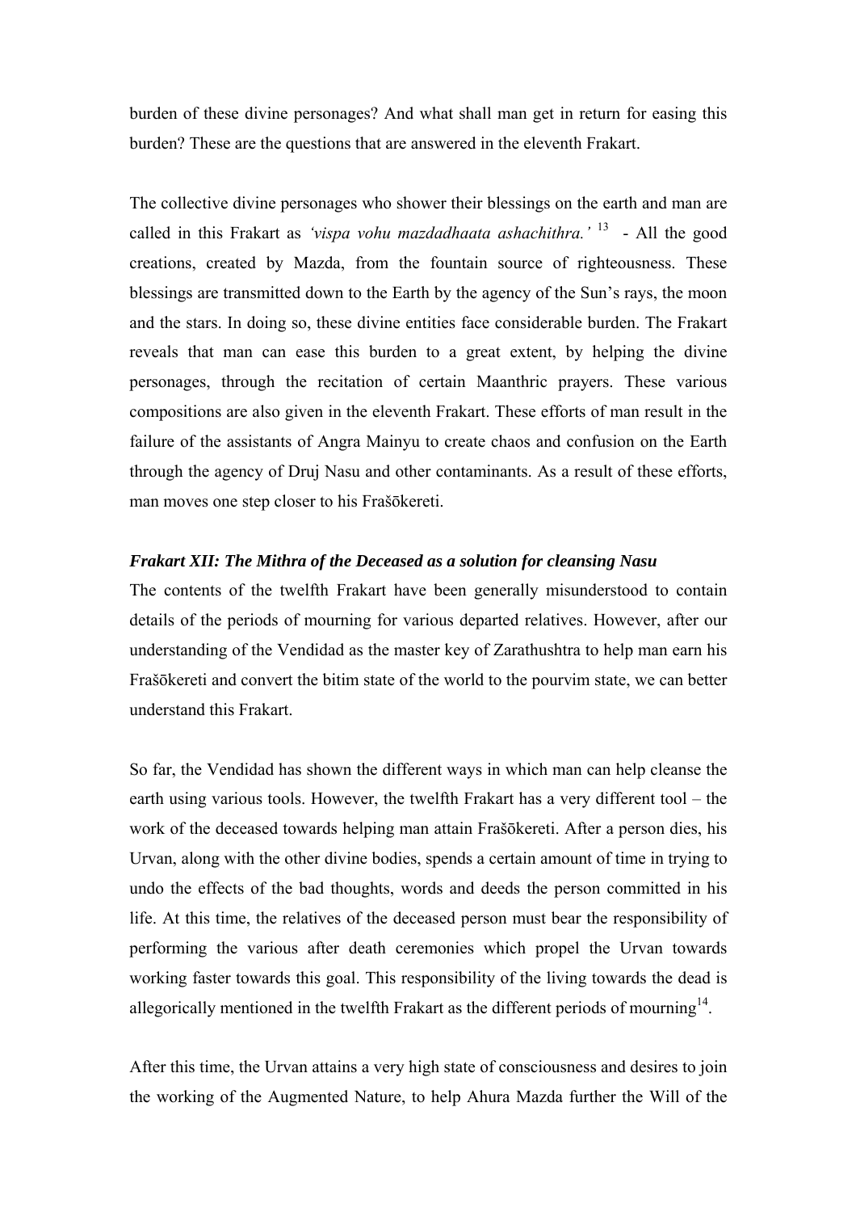burden of these divine personages? And what shall man get in return for easing this burden? These are the questions that are answered in the eleventh Frakart.

The collective divine personages who shower their blessings on the earth and man are called in this Frakart as *'vispa vohu mazdadhaata ashachithra.'* [13] - All the good creations, created by Mazda, from the fountain source of righteousness. These blessings are transmitted down to the Earth by the agency of the Sun's rays, the moon and the stars. In doing so, these divine entities face considerable burden. The Frakart reveals that man can ease this burden to a great extent, by helping the divine personages, through the recitation of certain Maanthric prayers. These various compositions are also given in the eleventh Frakart. These efforts of man result in the failure of the assistants of Angra Mainyu to create chaos and confusion on the Earth through the agency of Druj Nasu and other contaminants. As a result of these efforts, man moves one step closer to his Frašōkereti.

***Frakart XII: The Mithra of the Deceased as a solution for cleansing Nasu***

The contents of the twelfth Frakart have been generally misunderstood to contain details of the periods of mourning for various departed relatives. However, after our understanding of the Vendidad as the master key of Zarathushtra to help man earn his Frašōkereti and convert the bitim state of the world to the pourvim state, we can better understand this Frakart.

So far, the Vendidad has shown the different ways in which man can help cleanse the earth using various tools. However, the twelfth Frakart has a very different tool – the work of the deceased towards helping man attain Frašōkereti. After a person dies, his Urvan, along with the other divine bodies, spends a certain amount of time in trying to undo the effects of the bad thoughts, words and deeds the person committed in his life. At this time, the relatives of the deceased person must bear the responsibility of performing the various after death ceremonies which propel the Urvan towards working faster towards this goal. This responsibility of the living towards the dead is allegorically mentioned in the twelfth Frakart as the different periods of mourning[14].

After this time, the Urvan attains a very high state of consciousness and desires to join the working of the Augmented Nature, to help Ahura Mazda further the Will of the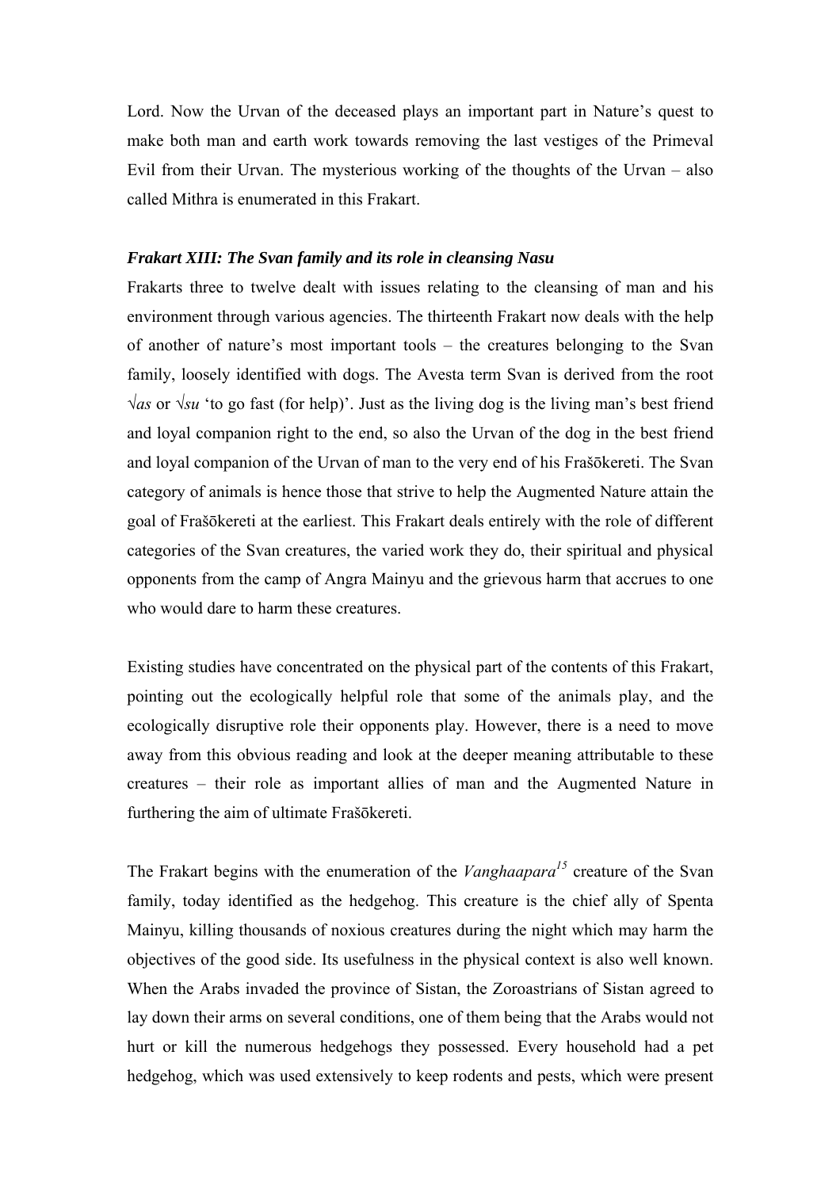Lord. Now the Urvan of the deceased plays an important part in Nature's quest to make both man and earth work towards removing the last vestiges of the Primeval Evil from their Urvan. The mysterious working of the thoughts of the Urvan – also called Mithra is enumerated in this Frakart.

### *Frakart XIII: The Svan family and its role in cleansing Nasu*

Frakarts three to twelve dealt with issues relating to the cleansing of man and his environment through various agencies. The thirteenth Frakart now deals with the help of another of nature's most important tools – the creatures belonging to the Svan family, loosely identified with dogs. The Avesta term Svan is derived from the root √*as* or √*su* 'to go fast (for help)'. Just as the living dog is the living man's best friend and loyal companion right to the end, so also the Urvan of the dog in the best friend and loyal companion of the Urvan of man to the very end of his Frašōkereti. The Svan category of animals is hence those that strive to help the Augmented Nature attain the goal of Frašōkereti at the earliest. This Frakart deals entirely with the role of different categories of the Svan creatures, the varied work they do, their spiritual and physical opponents from the camp of Angra Mainyu and the grievous harm that accrues to one who would dare to harm these creatures.

Existing studies have concentrated on the physical part of the contents of this Frakart, pointing out the ecologically helpful role that some of the animals play, and the ecologically disruptive role their opponents play. However, there is a need to move away from this obvious reading and look at the deeper meaning attributable to these creatures – their role as important allies of man and the Augmented Nature in furthering the aim of ultimate Frašōkereti.

The Frakart begins with the enumeration of the *Vanghaapara*[15] creature of the Svan family, today identified as the hedgehog. This creature is the chief ally of Spenta Mainyu, killing thousands of noxious creatures during the night which may harm the objectives of the good side. Its usefulness in the physical context is also well known. When the Arabs invaded the province of Sistan, the Zoroastrians of Sistan agreed to lay down their arms on several conditions, one of them being that the Arabs would not hurt or kill the numerous hedgehogs they possessed. Every household had a pet hedgehog, which was used extensively to keep rodents and pests, which were present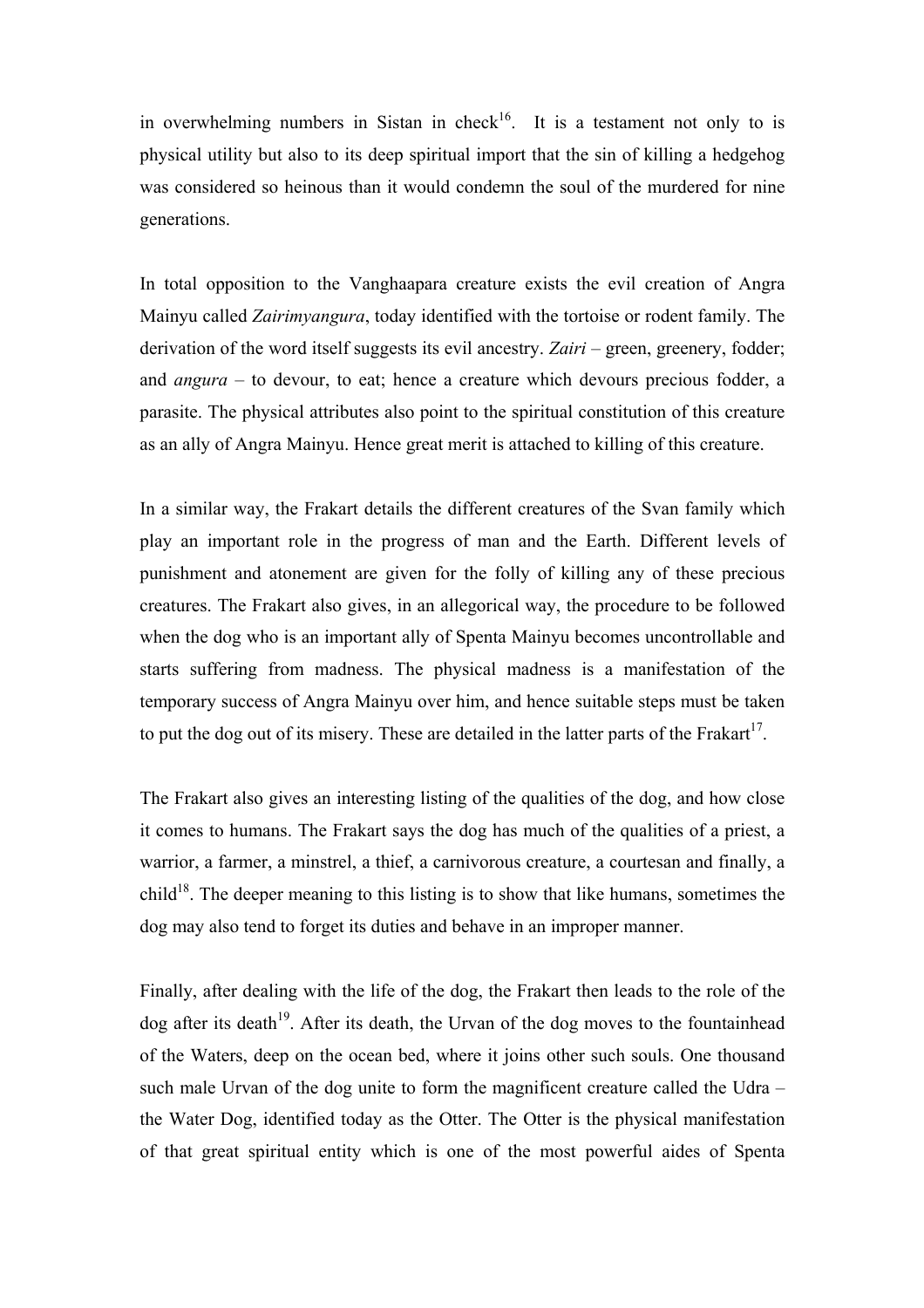in overwhelming numbers in Sistan in check[16]. It is a testament not only to is physical utility but also to its deep spiritual import that the sin of killing a hedgehog was considered so heinous than it would condemn the soul of the murdered for nine generations.

In total opposition to the Vanghaapara creature exists the evil creation of Angra Mainyu called *Zairimyangura*, today identified with the tortoise or rodent family. The derivation of the word itself suggests its evil ancestry. *Zairi* – green, greenery, fodder; and *angura* – to devour, to eat; hence a creature which devours precious fodder, a parasite. The physical attributes also point to the spiritual constitution of this creature as an ally of Angra Mainyu. Hence great merit is attached to killing of this creature.

In a similar way, the Frakart details the different creatures of the Svan family which play an important role in the progress of man and the Earth. Different levels of punishment and atonement are given for the folly of killing any of these precious creatures. The Frakart also gives, in an allegorical way, the procedure to be followed when the dog who is an important ally of Spenta Mainyu becomes uncontrollable and starts suffering from madness. The physical madness is a manifestation of the temporary success of Angra Mainyu over him, and hence suitable steps must be taken to put the dog out of its misery. These are detailed in the latter parts of the Frakart[17].

The Frakart also gives an interesting listing of the qualities of the dog, and how close it comes to humans. The Frakart says the dog has much of the qualities of a priest, a warrior, a farmer, a minstrel, a thief, a carnivorous creature, a courtesan and finally, a child[18]. The deeper meaning to this listing is to show that like humans, sometimes the dog may also tend to forget its duties and behave in an improper manner.

Finally, after dealing with the life of the dog, the Frakart then leads to the role of the dog after its death[19]. After its death, the Urvan of the dog moves to the fountainhead of the Waters, deep on the ocean bed, where it joins other such souls. One thousand such male Urvan of the dog unite to form the magnificent creature called the Udra – the Water Dog, identified today as the Otter. The Otter is the physical manifestation of that great spiritual entity which is one of the most powerful aides of Spenta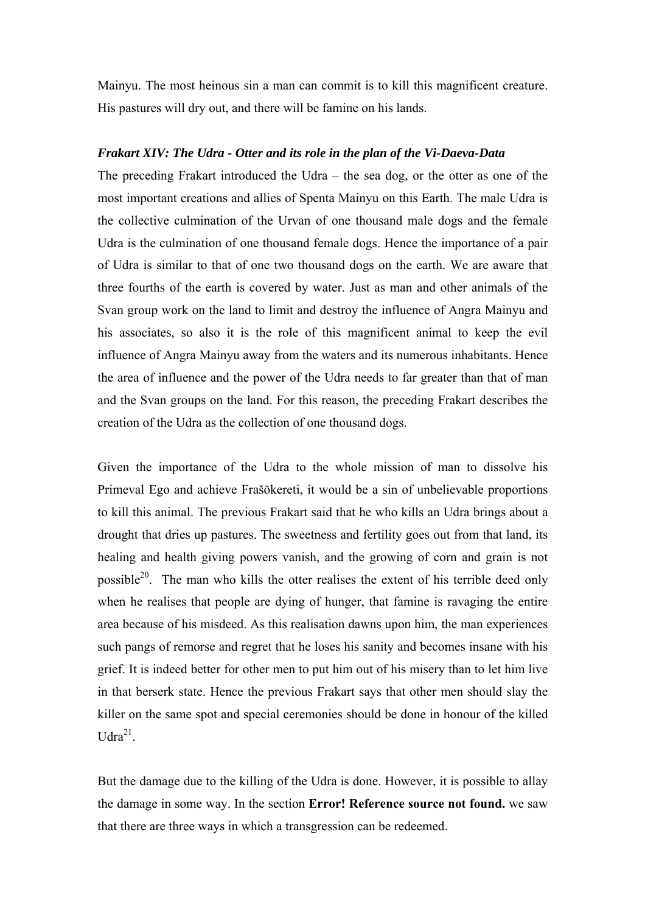Mainyu. The most heinous sin a man can commit is to kill this magnificent creature. His pastures will dry out, and there will be famine on his lands.

### *Frakart XIV: The Udra - Otter and its role in the plan of the Vi-Daeva-Data*

The preceding Frakart introduced the Udra – the sea dog, or the otter as one of the most important creations and allies of Spenta Mainyu on this Earth. The male Udra is the collective culmination of the Urvan of one thousand male dogs and the female Udra is the culmination of one thousand female dogs. Hence the importance of a pair of Udra is similar to that of one two thousand dogs on the earth. We are aware that three fourths of the earth is covered by water. Just as man and other animals of the Svan group work on the land to limit and destroy the influence of Angra Mainyu and his associates, so also it is the role of this magnificent animal to keep the evil influence of Angra Mainyu away from the waters and its numerous inhabitants. Hence the area of influence and the power of the Udra needs to far greater than that of man and the Svan groups on the land. For this reason, the preceding Frakart describes the creation of the Udra as the collection of one thousand dogs.

Given the importance of the Udra to the whole mission of man to dissolve his Primeval Ego and achieve Frašōkereti, it would be a sin of unbelievable proportions to kill this animal. The previous Frakart said that he who kills an Udra brings about a drought that dries up pastures. The sweetness and fertility goes out from that land, its healing and health giving powers vanish, and the growing of corn and grain is not possible[20]. The man who kills the otter realises the extent of his terrible deed only when he realises that people are dying of hunger, that famine is ravaging the entire area because of his misdeed. As this realisation dawns upon him, the man experiences such pangs of remorse and regret that he loses his sanity and becomes insane with his grief. It is indeed better for other men to put him out of his misery than to let him live in that berserk state. Hence the previous Frakart says that other men should slay the killer on the same spot and special ceremonies should be done in honour of the killed Udra[21].

But the damage due to the killing of the Udra is done. However, it is possible to allay the damage in some way. In the section **Error! Reference source not found.** we saw that there are three ways in which a transgression can be redeemed.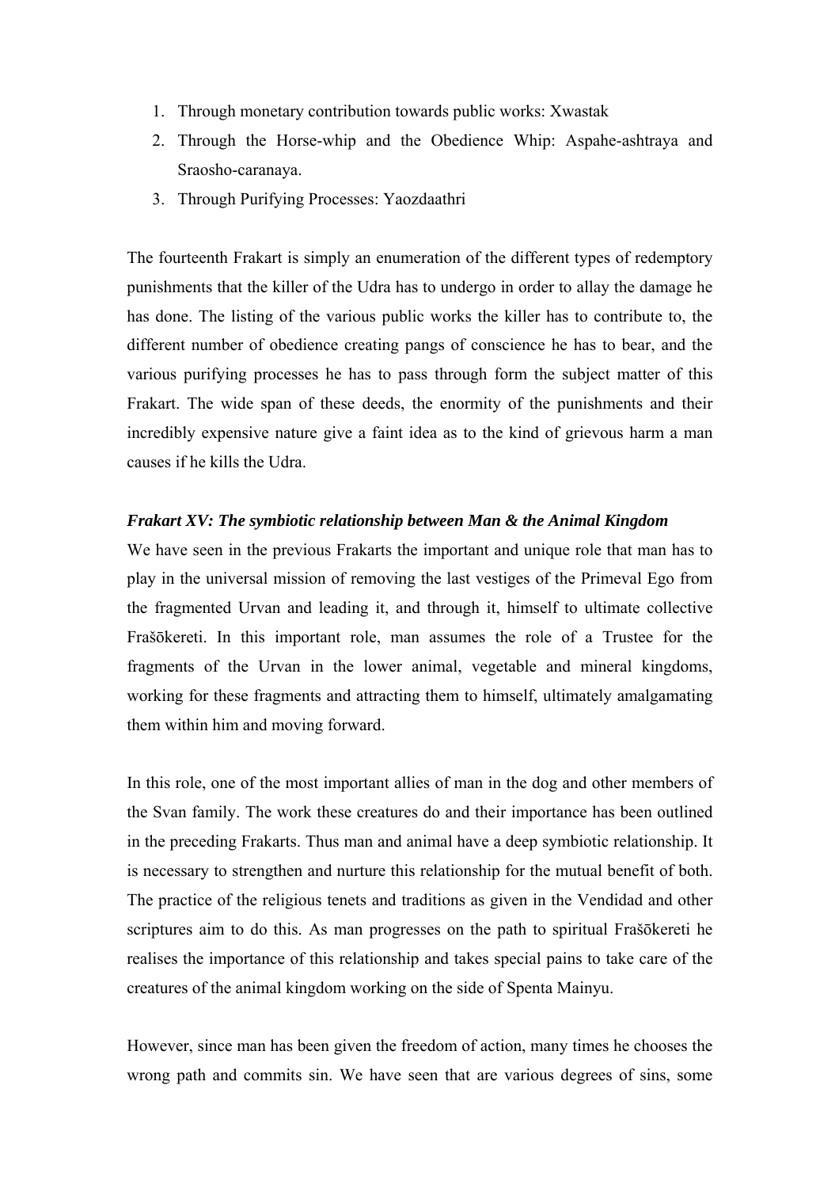1. Through monetary contribution towards public works: Xwastak
2. Through the Horse-whip and the Obedience Whip: Aspahe-ashtraya and Sraosho-caranaya.
3. Through Purifying Processes: Yaozdaathri

The fourteenth Frakart is simply an enumeration of the different types of redemptory punishments that the killer of the Udra has to undergo in order to allay the damage he has done. The listing of the various public works the killer has to contribute to, the different number of obedience creating pangs of conscience he has to bear, and the various purifying processes he has to pass through form the subject matter of this Frakart. The wide span of these deeds, the enormity of the punishments and their incredibly expensive nature give a faint idea as to the kind of grievous harm a man causes if he kills the Udra.

***Frakart XV: The symbiotic relationship between Man & the Animal Kingdom***

We have seen in the previous Frakarts the important and unique role that man has to play in the universal mission of removing the last vestiges of the Primeval Ego from the fragmented Urvan and leading it, and through it, himself to ultimate collective Frašōkereti. In this important role, man assumes the role of a Trustee for the fragments of the Urvan in the lower animal, vegetable and mineral kingdoms, working for these fragments and attracting them to himself, ultimately amalgamating them within him and moving forward.

In this role, one of the most important allies of man in the dog and other members of the Svan family. The work these creatures do and their importance has been outlined in the preceding Frakarts. Thus man and animal have a deep symbiotic relationship. It is necessary to strengthen and nurture this relationship for the mutual benefit of both. The practice of the religious tenets and traditions as given in the Vendidad and other scriptures aim to do this. As man progresses on the path to spiritual Frašōkereti he realises the importance of this relationship and takes special pains to take care of the creatures of the animal kingdom working on the side of Spenta Mainyu.

However, since man has been given the freedom of action, many times he chooses the wrong path and commits sin. We have seen that are various degrees of sins, some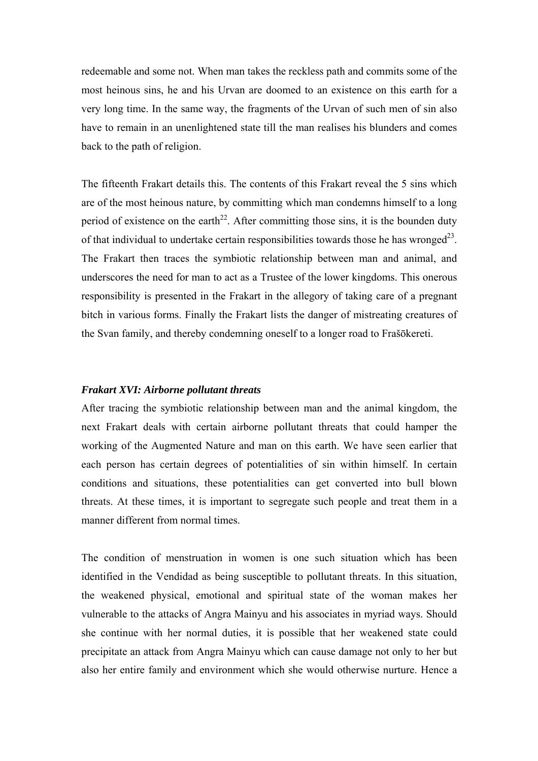redeemable and some not. When man takes the reckless path and commits some of the most heinous sins, he and his Urvan are doomed to an existence on this earth for a very long time. In the same way, the fragments of the Urvan of such men of sin also have to remain in an unenlightened state till the man realises his blunders and comes back to the path of religion.

The fifteenth Frakart details this. The contents of this Frakart reveal the 5 sins which are of the most heinous nature, by committing which man condemns himself to a long period of existence on the earth[22]. After committing those sins, it is the bounden duty of that individual to undertake certain responsibilities towards those he has wronged[23]. The Frakart then traces the symbiotic relationship between man and animal, and underscores the need for man to act as a Trustee of the lower kingdoms. This onerous responsibility is presented in the Frakart in the allegory of taking care of a pregnant bitch in various forms. Finally the Frakart lists the danger of mistreating creatures of the Svan family, and thereby condemning oneself to a longer road to Frašōkereti.

### *Frakart XVI: Airborne pollutant threats*

After tracing the symbiotic relationship between man and the animal kingdom, the next Frakart deals with certain airborne pollutant threats that could hamper the working of the Augmented Nature and man on this earth. We have seen earlier that each person has certain degrees of potentialities of sin within himself. In certain conditions and situations, these potentialities can get converted into bull blown threats. At these times, it is important to segregate such people and treat them in a manner different from normal times.

The condition of menstruation in women is one such situation which has been identified in the Vendidad as being susceptible to pollutant threats. In this situation, the weakened physical, emotional and spiritual state of the woman makes her vulnerable to the attacks of Angra Mainyu and his associates in myriad ways. Should she continue with her normal duties, it is possible that her weakened state could precipitate an attack from Angra Mainyu which can cause damage not only to her but also her entire family and environment which she would otherwise nurture. Hence a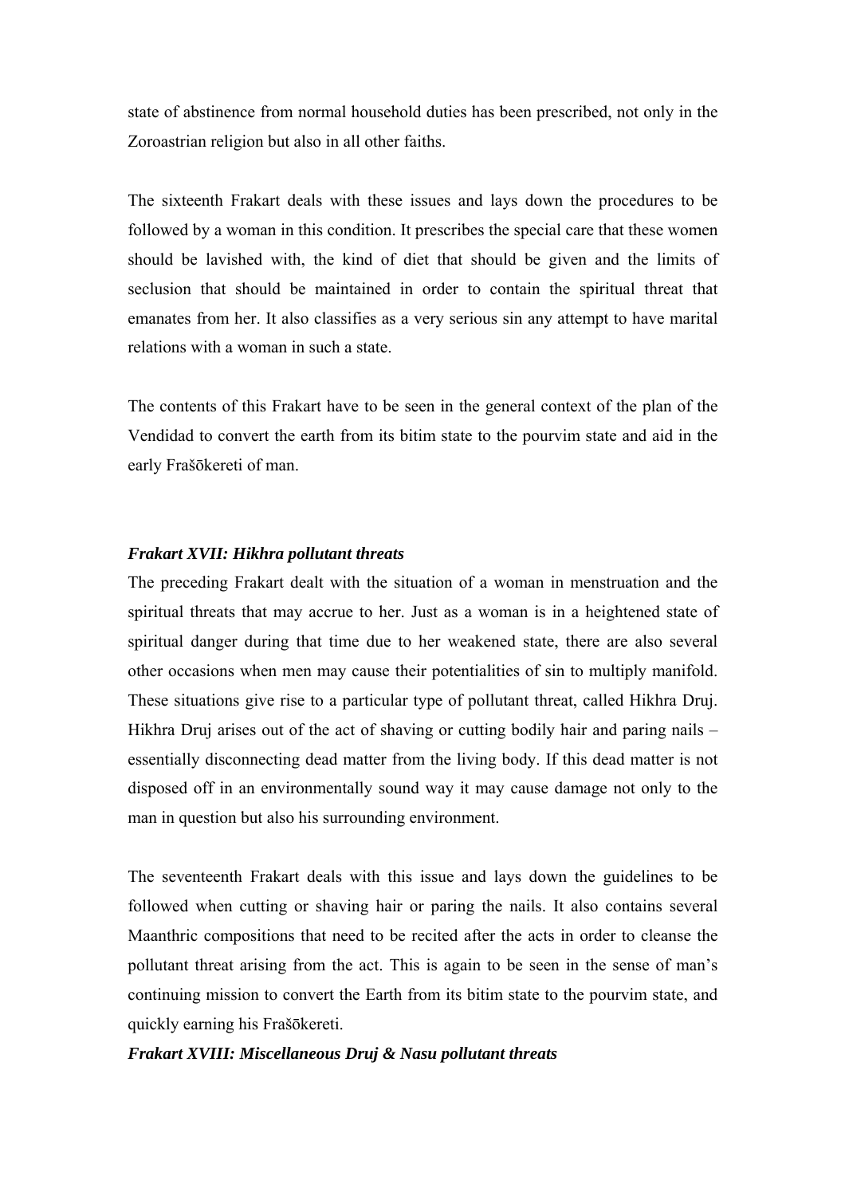state of abstinence from normal household duties has been prescribed, not only in the Zoroastrian religion but also in all other faiths.

The sixteenth Frakart deals with these issues and lays down the procedures to be followed by a woman in this condition. It prescribes the special care that these women should be lavished with, the kind of diet that should be given and the limits of seclusion that should be maintained in order to contain the spiritual threat that emanates from her. It also classifies as a very serious sin any attempt to have marital relations with a woman in such a state.

The contents of this Frakart have to be seen in the general context of the plan of the Vendidad to convert the earth from its bitim state to the pourvim state and aid in the early Frašōkereti of man.

### *Frakart XVII: Hikhra pollutant threats*

The preceding Frakart dealt with the situation of a woman in menstruation and the spiritual threats that may accrue to her. Just as a woman is in a heightened state of spiritual danger during that time due to her weakened state, there are also several other occasions when men may cause their potentialities of sin to multiply manifold. These situations give rise to a particular type of pollutant threat, called Hikhra Druj. Hikhra Druj arises out of the act of shaving or cutting bodily hair and paring nails – essentially disconnecting dead matter from the living body. If this dead matter is not disposed off in an environmentally sound way it may cause damage not only to the man in question but also his surrounding environment.

The seventeenth Frakart deals with this issue and lays down the guidelines to be followed when cutting or shaving hair or paring the nails. It also contains several Maanthric compositions that need to be recited after the acts in order to cleanse the pollutant threat arising from the act. This is again to be seen in the sense of man's continuing mission to convert the Earth from its bitim state to the pourvim state, and quickly earning his Frašōkereti.

### *Frakart XVIII: Miscellaneous Druj & Nasu pollutant threats*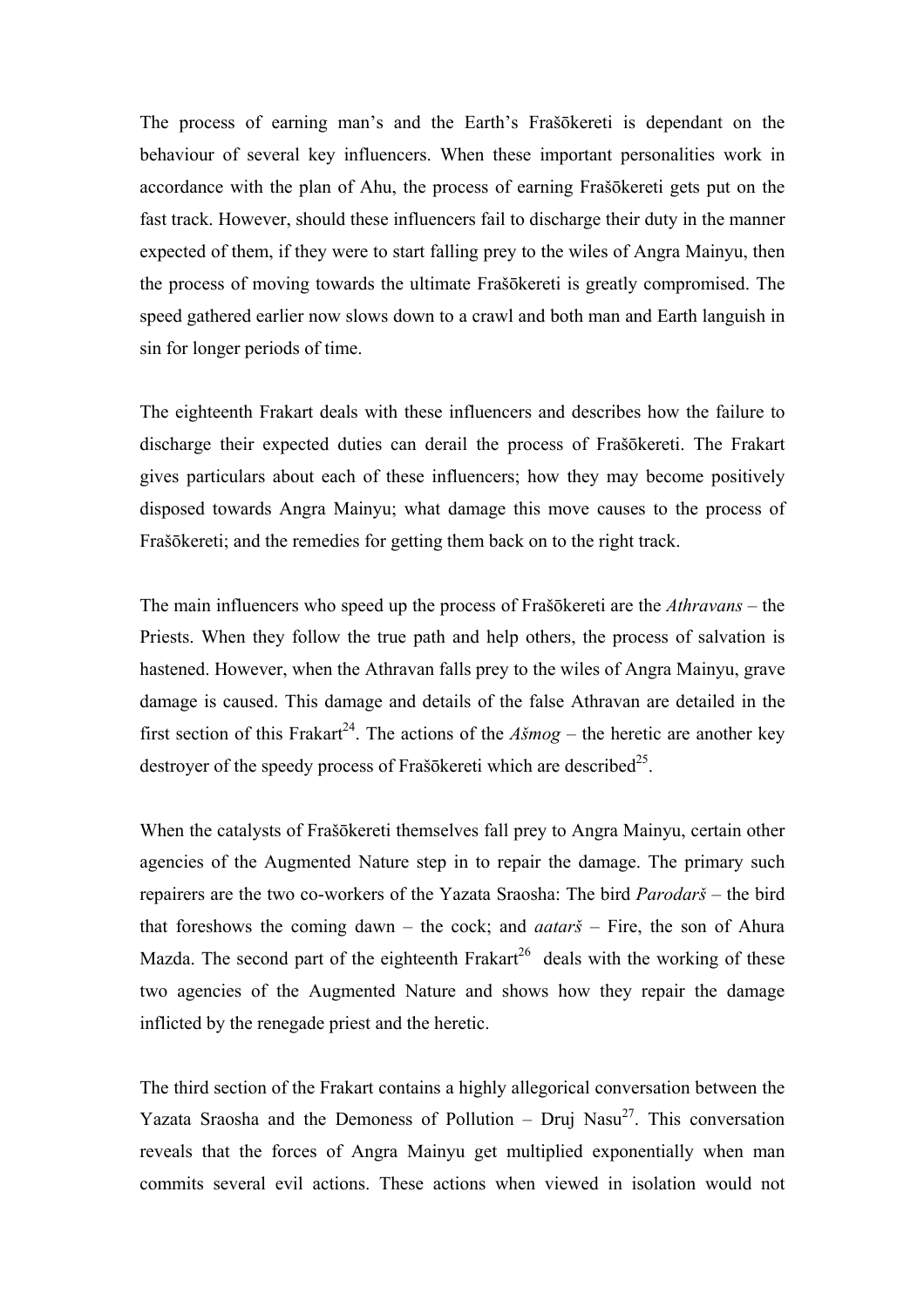The process of earning man's and the Earth's Frašōkereti is dependant on the behaviour of several key influencers. When these important personalities work in accordance with the plan of Ahu, the process of earning Frašōkereti gets put on the fast track. However, should these influencers fail to discharge their duty in the manner expected of them, if they were to start falling prey to the wiles of Angra Mainyu, then the process of moving towards the ultimate Frašōkereti is greatly compromised. The speed gathered earlier now slows down to a crawl and both man and Earth languish in sin for longer periods of time.

The eighteenth Frakart deals with these influencers and describes how the failure to discharge their expected duties can derail the process of Frašōkereti. The Frakart gives particulars about each of these influencers; how they may become positively disposed towards Angra Mainyu; what damage this move causes to the process of Frašōkereti; and the remedies for getting them back on to the right track.

The main influencers who speed up the process of Frašōkereti are the *Athravans* – the Priests. When they follow the true path and help others, the process of salvation is hastened. However, when the Athravan falls prey to the wiles of Angra Mainyu, grave damage is caused. This damage and details of the false Athravan are detailed in the first section of this Frakart[24]. The actions of the *Ašmog* – the heretic are another key destroyer of the speedy process of Frašōkereti which are described[25].

When the catalysts of Frašōkereti themselves fall prey to Angra Mainyu, certain other agencies of the Augmented Nature step in to repair the damage. The primary such repairers are the two co-workers of the Yazata Sraosha: The bird *Parodarš* – the bird that foreshows the coming dawn – the cock; and *aatarš* – Fire, the son of Ahura Mazda. The second part of the eighteenth Frakart[26] deals with the working of these two agencies of the Augmented Nature and shows how they repair the damage inflicted by the renegade priest and the heretic.

The third section of the Frakart contains a highly allegorical conversation between the Yazata Sraosha and the Demoness of Pollution – Druj Nasu[27]. This conversation reveals that the forces of Angra Mainyu get multiplied exponentially when man commits several evil actions. These actions when viewed in isolation would not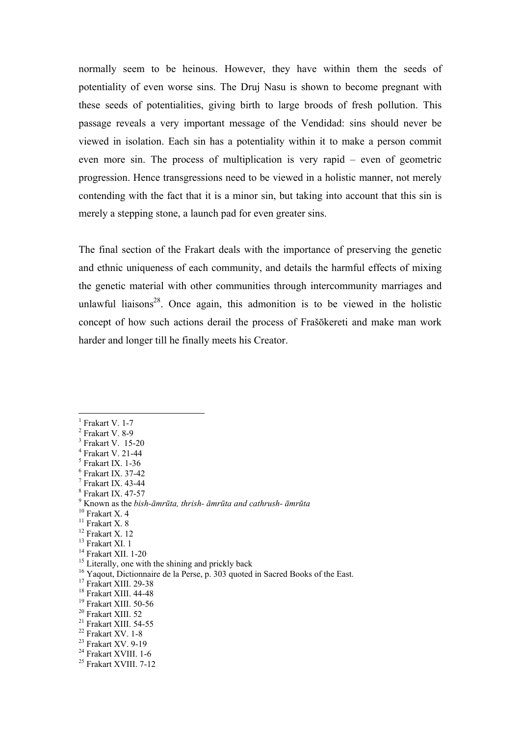normally seem to be heinous. However, they have within them the seeds of potentiality of even worse sins. The Druj Nasu is shown to become pregnant with these seeds of potentialities, giving birth to large broods of fresh pollution. This passage reveals a very important message of the Vendidad: sins should never be viewed in isolation. Each sin has a potentiality within it to make a person commit even more sin. The process of multiplication is very rapid – even of geometric progression. Hence transgressions need to be viewed in a holistic manner, not merely contending with the fact that it is a minor sin, but taking into account that this sin is merely a stepping stone, a launch pad for even greater sins.

The final section of the Frakart deals with the importance of preserving the genetic and ethnic uniqueness of each community, and details the harmful effects of mixing the genetic material with other communities through intercommunity marriages and unlawful liaisons[28]. Once again, this admonition is to be viewed in the holistic concept of how such actions derail the process of Frašōkereti and make man work harder and longer till he finally meets his Creator.

---

[1] Frakart V. 1-7
[2] Frakart V. 8-9
[3] Frakart V. 15-20
[4] Frakart V. 21-44
[5] Frakart IX. 1-36
[6] Frakart IX. 37-42
[7] Frakart IX. 43-44
[8] Frakart IX. 47-57
[9] Known as the *bish-āmrūta, thrish- āmrūta and cathrush- āmrūta*
[10] Frakart X. 4
[11] Frakart X. 8
[12] Frakart X. 12
[13] Frakart XI. 1
[14] Frakart XII. 1-20
[15] Literally, one with the shining and prickly back
[16] Yaqout, Dictionnaire de la Perse, p. 303 quoted in Sacred Books of the East.
[17] Frakart XIII. 29-38
[18] Frakart XIII. 44-48
[19] Frakart XIII. 50-56
[20] Frakart XIII. 52
[21] Frakart XIII. 54-55
[22] Frakart XV. 1-8
[23] Frakart XV. 9-19
[24] Frakart XVIII. 1-6
[25] Frakart XVIII. 7-12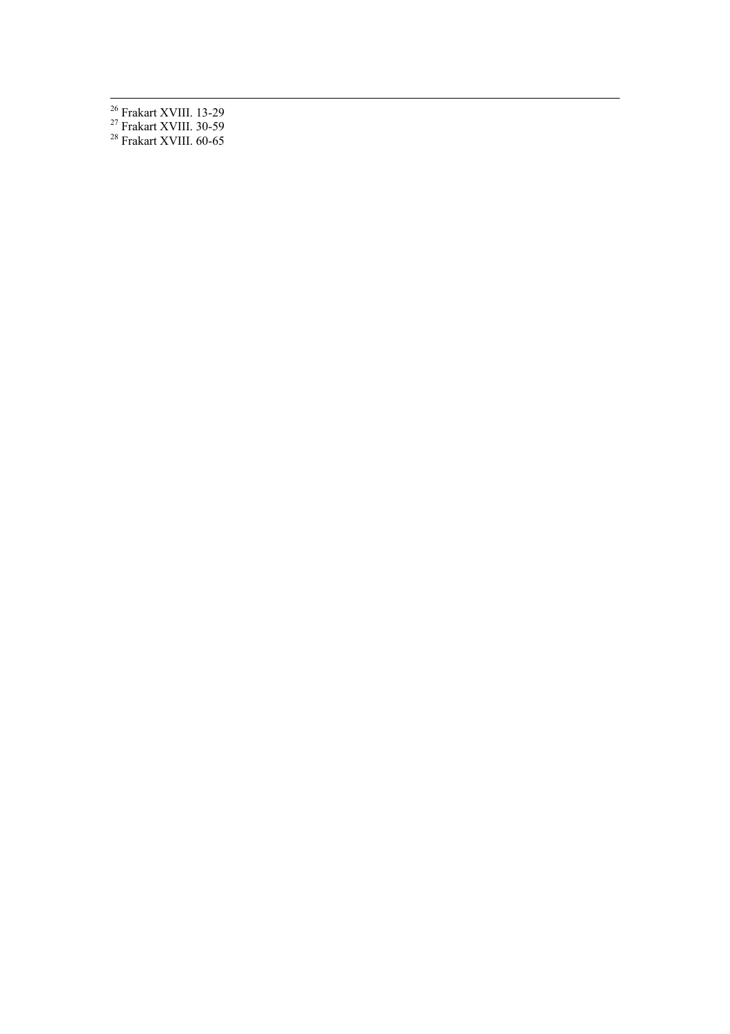[26] Frakart XVIII. 13-29

[27] Frakart XVIII. 30-59

[28] Frakart XVIII. 60-65